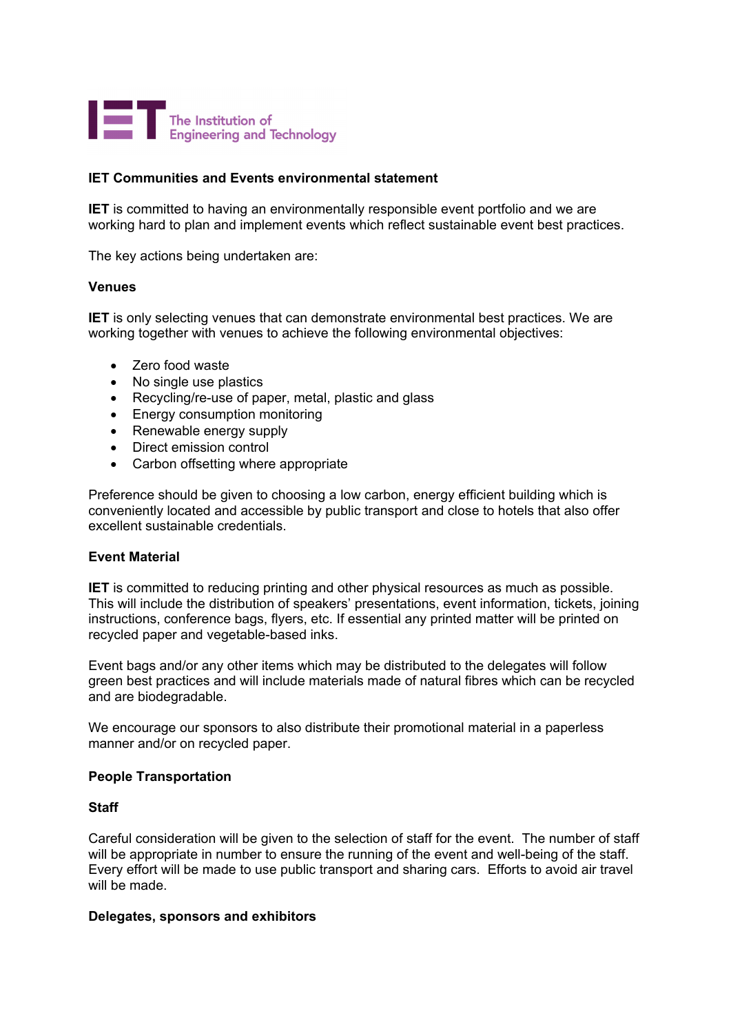The Institution of Engineering and Technology

## IET Communities and Events environmental statement

**IET** is committed to having an environmentally responsible event portfolio and we are working hard to plan and implement events which reflect sustainable event best practices.

The key actions being undertaken are:

### Venues

**IET** is only selecting venues that can demonstrate environmental best practices. We are working together with venues to achieve the following environmental objectives:

- Zero food waste
- No single use plastics
- Recycling/re-use of paper, metal, plastic and glass
- Energy consumption monitoring
- Renewable energy supply
- Direct emission control
- Carbon offsetting where appropriate

Preference should be given to choosing a low carbon, energy efficient building which is conveniently located and accessible by public transport and close to hotels that also offer excellent sustainable credentials.

### Event Material

**IET** is committed to reducing printing and other physical resources as much as possible. This will include the distribution of speakers' presentations, event information, tickets, joining instructions, conference bags, flyers, etc. If essential any printed matter will be printed on recycled paper and vegetable-based inks.

Event bags and/or any other items which may be distributed to the delegates will follow green best practices and will include materials made of natural fibres which can be recycled and are biodegradable.

We encourage our sponsors to also distribute their promotional material in a paperless manner and/or on recycled paper.

### People Transportation

#### Staff

Careful consideration will be given to the selection of staff for the event. The number of staff will be appropriate in number to ensure the running of the event and well-being of the staff. Every effort will be made to use public transport and sharing cars. Efforts to avoid air travel will be made.

#### Delegates, sponsors and exhibitors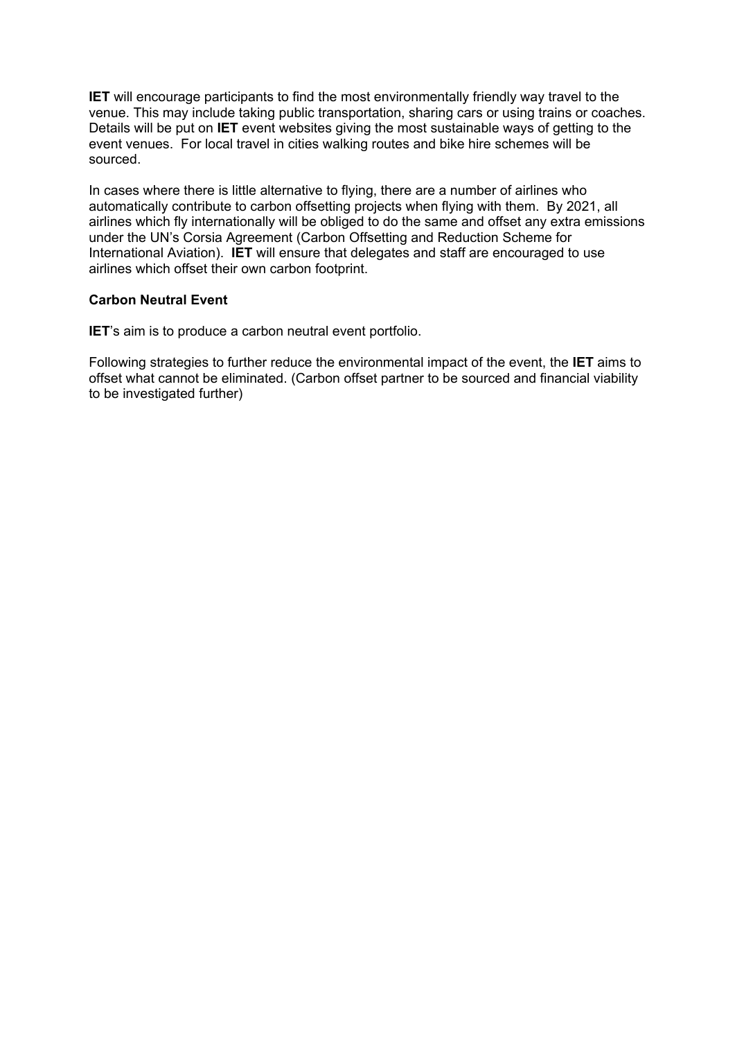**IET** will encourage participants to find the most environmentally friendly way travel to the venue. This may include taking public transportation, sharing cars or using trains or coaches. Details will be put on **IET** event websites giving the most sustainable ways of getting to the event venues. For local travel in cities walking routes and bike hire schemes will be sourced.

In cases where there is little alternative to flying, there are a number of airlines who automatically contribute to carbon offsetting projects when flying with them. By 2021, all airlines which fly internationally will be obliged to do the same and offset any extra emissions under the UN's Corsia Agreement (Carbon Offsetting and Reduction Scheme for International Aviation). **IET** will ensure that delegates and staff are encouraged to use airlines which offset their own carbon footprint.

**Carbon Neutral Event**

**IET**'s aim is to produce a carbon neutral event portfolio.

Following strategies to further reduce the environmental impact of the event, the **IET** aims to offset what cannot be eliminated. (Carbon offset partner to be sourced and financial viability to be investigated further)